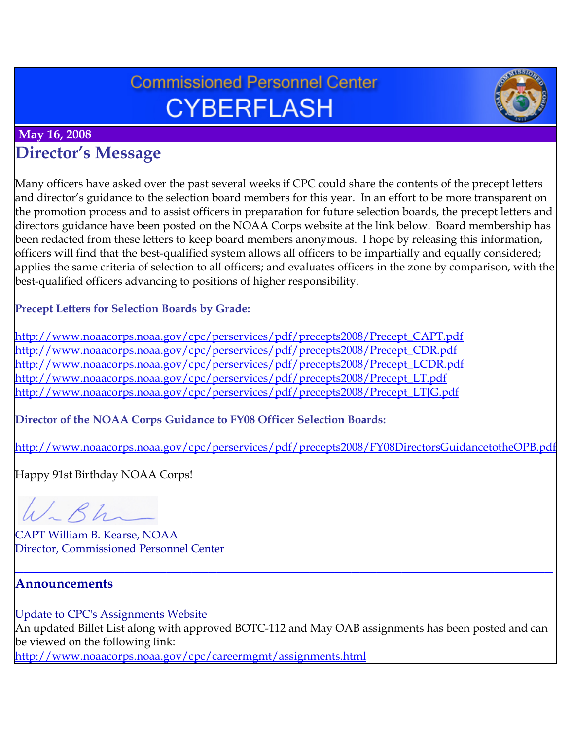# Commissioned Personnel Center
# CYBERFLASH

**May 16, 2008**

## Director's Message

Many officers have asked over the past several weeks if CPC could share the contents of the precept letters and director's guidance to the selection board members for this year. In an effort to be more transparent on the promotion process and to assist officers in preparation for future selection boards, the precept letters and directors guidance have been posted on the NOAA Corps website at the link below. Board membership has been redacted from these letters to keep board members anonymous. I hope by releasing this information, officers will find that the best-qualified system allows all officers to be impartially and equally considered; applies the same criteria of selection to all officers; and evaluates officers in the zone by comparison, with the best-qualified officers advancing to positions of higher responsibility.

**Precept Letters for Selection Boards by Grade:**

http://www.noaacorps.noaa.gov/cpc/perservices/pdf/precepts2008/Precept_CAPT.pdf
http://www.noaacorps.noaa.gov/cpc/perservices/pdf/precepts2008/Precept_CDR.pdf
http://www.noaacorps.noaa.gov/cpc/perservices/pdf/precepts2008/Precept_LCDR.pdf
http://www.noaacorps.noaa.gov/cpc/perservices/pdf/precepts2008/Precept_LT.pdf
http://www.noaacorps.noaa.gov/cpc/perservices/pdf/precepts2008/Precept_LTJG.pdf

**Director of the NOAA Corps Guidance to FY08 Officer Selection Boards:**

http://www.noaacorps.noaa.gov/cpc/perservices/pdf/precepts2008/FY08DirectorsGuidancetotheOPB.pdf

Happy 91st Birthday NOAA Corps!

CAPT William B. Kearse, NOAA
Director, Commissioned Personnel Center

---

## Announcements

Update to CPC's Assignments Website

An updated Billet List along with approved BOTC-112 and May OAB assignments has been posted and can be viewed on the following link:
http://www.noaacorps.noaa.gov/cpc/careermgmt/assignments.html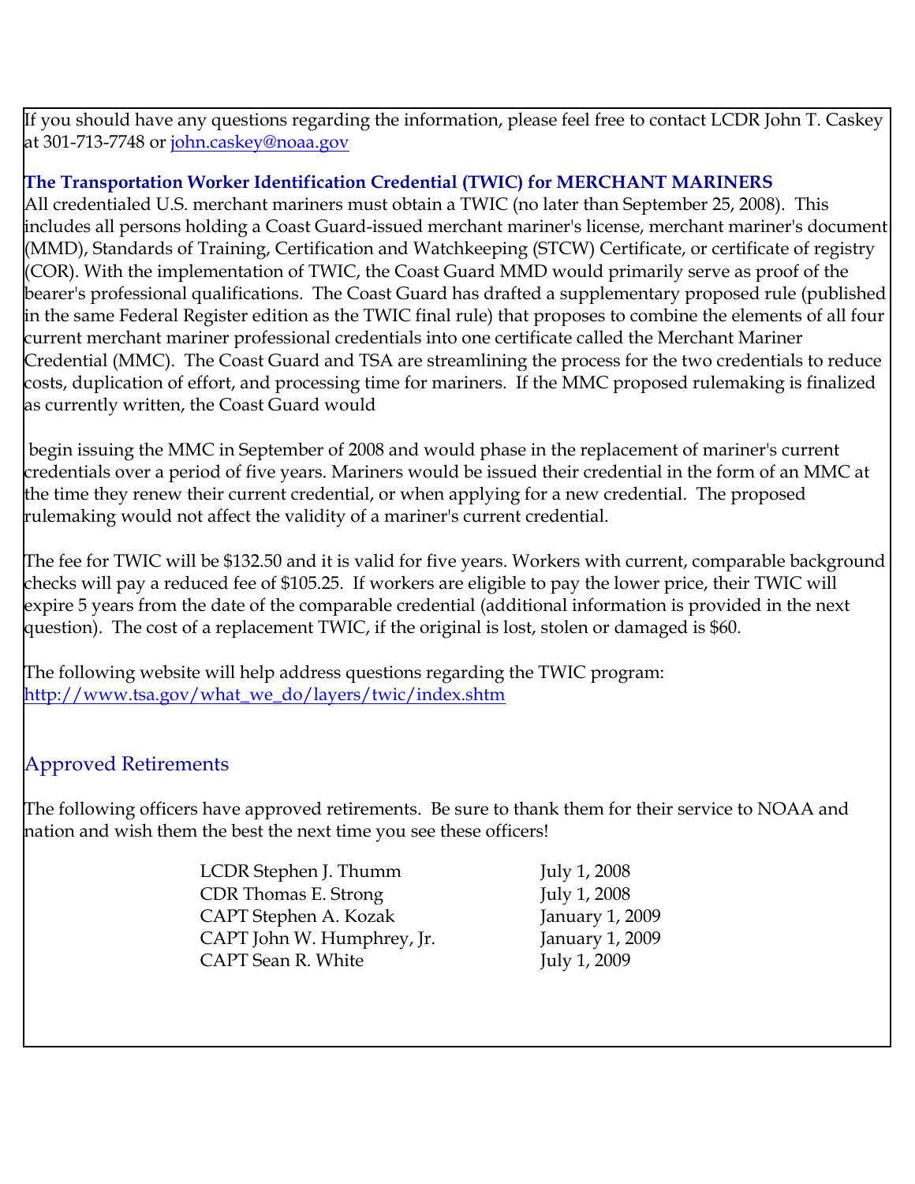If you should have any questions regarding the information, please feel free to contact LCDR John T. Caskey at 301-713-7748 or [john.caskey@noaa.gov](mailto:john.caskey@noaa.gov)

**The Transportation Worker Identification Credential (TWIC) for MERCHANT MARINERS**

All credentialed U.S. merchant mariners must obtain a TWIC (no later than September 25, 2008). This includes all persons holding a Coast Guard-issued merchant mariner's license, merchant mariner's document (MMD), Standards of Training, Certification and Watchkeeping (STCW) Certificate, or certificate of registry (COR). With the implementation of TWIC, the Coast Guard MMD would primarily serve as proof of the bearer's professional qualifications. The Coast Guard has drafted a supplementary proposed rule (published in the same Federal Register edition as the TWIC final rule) that proposes to combine the elements of all four current merchant mariner professional credentials into one certificate called the Merchant Mariner Credential (MMC). The Coast Guard and TSA are streamlining the process for the two credentials to reduce costs, duplication of effort, and processing time for mariners. If the MMC proposed rulemaking is finalized as currently written, the Coast Guard would begin issuing the MMC in September of 2008 and would phase in the replacement of mariner's current credentials over a period of five years. Mariners would be issued their credential in the form of an MMC at the time they renew their current credential, or when applying for a new credential. The proposed rulemaking would not affect the validity of a mariner's current credential.

The fee for TWIC will be $132.50 and it is valid for five years. Workers with current, comparable background checks will pay a reduced fee of $105.25. If workers are eligible to pay the lower price, their TWIC will expire 5 years from the date of the comparable credential (additional information is provided in the next question). The cost of a replacement TWIC, if the original is lost, stolen or damaged is $60.

The following website will help address questions regarding the TWIC program:
[http://www.tsa.gov/what_we_do/layers/twic/index.shtm](http://www.tsa.gov/what_we_do/layers/twic/index.shtm)

## Approved Retirements

The following officers have approved retirements. Be sure to thank them for their service to NOAA and nation and wish them the best the next time you see these officers!

| | |
|---|---|
| LCDR Stephen J. Thumm | July 1, 2008 |
| CDR Thomas E. Strong | July 1, 2008 |
| CAPT Stephen A. Kozak | January 1, 2009 |
| CAPT John W. Humphrey, Jr. | January 1, 2009 |
| CAPT Sean R. White | July 1, 2009 |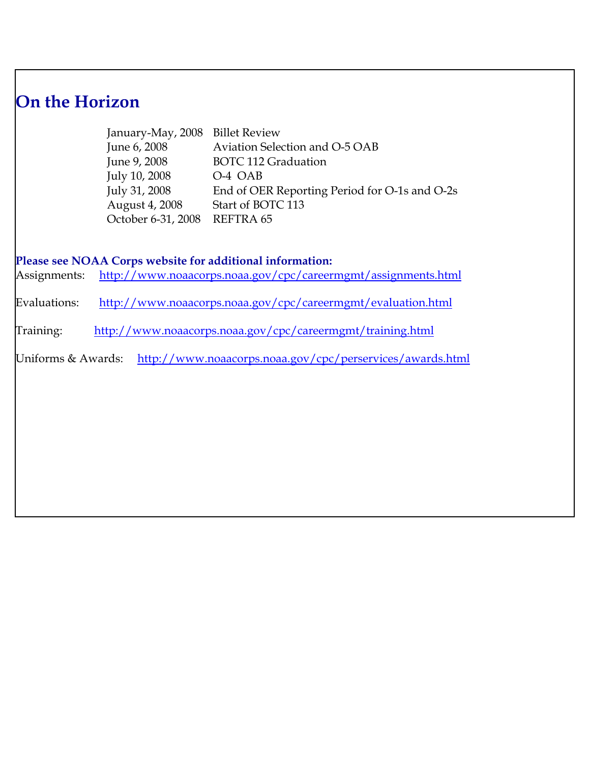## On the Horizon

| | |
|---|---|
| January-May, 2008 | Billet Review |
| June 6, 2008 | Aviation Selection and O-5 OAB |
| June 9, 2008 | BOTC 112 Graduation |
| July 10, 2008 | O-4 OAB |
| July 31, 2008 | End of OER Reporting Period for O-1s and O-2s |
| August 4, 2008 | Start of BOTC 113 |
| October 6-31, 2008 | REFTRA 65 |

**Please see NOAA Corps website for additional information:**

Assignments: http://www.noaacorps.noaa.gov/cpc/careermgmt/assignments.html

Evaluations: http://www.noaacorps.noaa.gov/cpc/careermgmt/evaluation.html

Training: http://www.noaacorps.noaa.gov/cpc/careermgmt/training.html

Uniforms & Awards: http://www.noaacorps.noaa.gov/cpc/perservices/awards.html